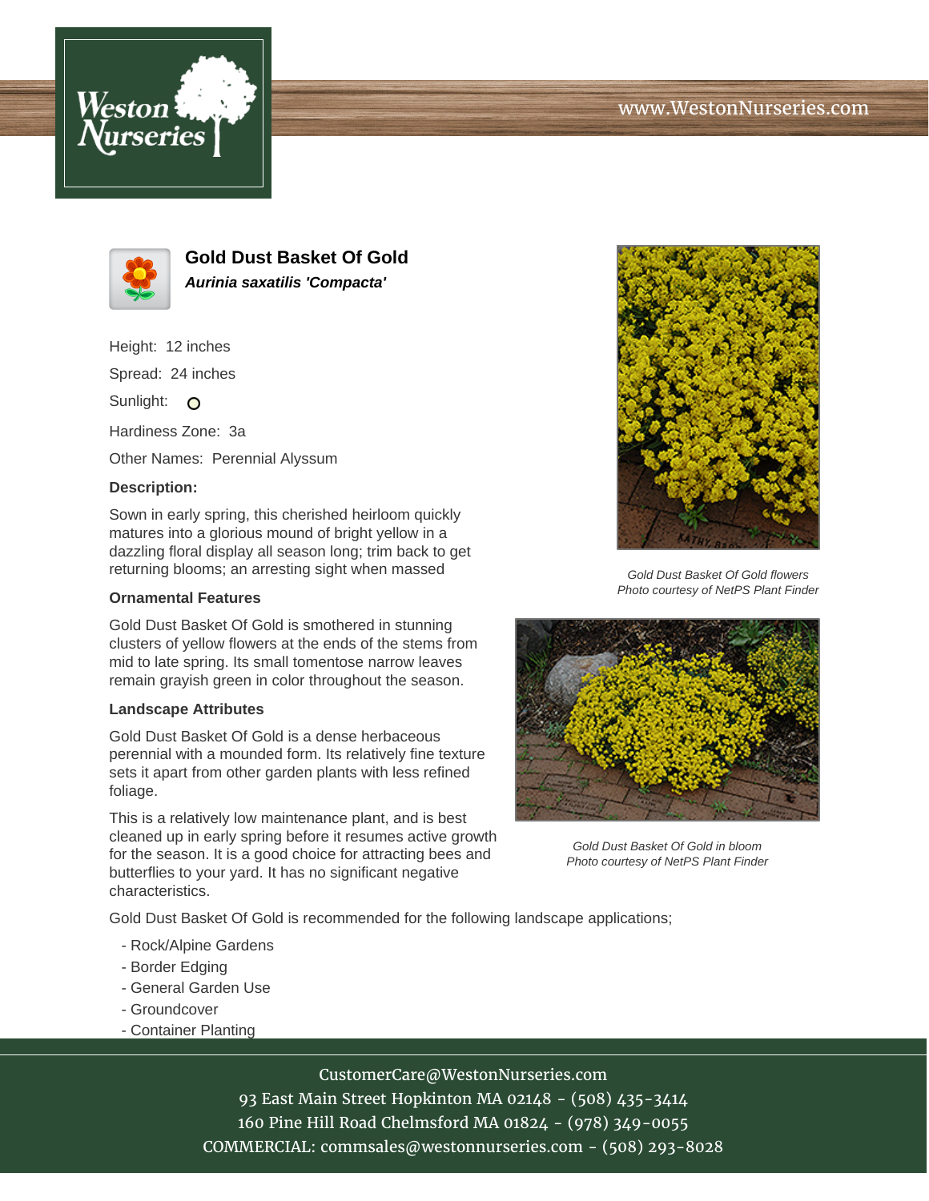Weston Nurseries

www.WestonNurseries.com

## Gold Dust Basket Of Gold

***Aurinia saxatilis 'Compacta'***

Height: 12 inches

Spread: 24 inches

Sunlight:

Hardiness Zone: 3a

Other Names: Perennial Alyssum

### Description:

Sown in early spring, this cherished heirloom quickly matures into a glorious mound of bright yellow in a dazzling floral display all season long; trim back to get returning blooms; an arresting sight when massed

### Ornamental Features

Gold Dust Basket Of Gold is smothered in stunning clusters of yellow flowers at the ends of the stems from mid to late spring. Its small tomentose narrow leaves remain grayish green in color throughout the season.

### Landscape Attributes

Gold Dust Basket Of Gold is a dense herbaceous perennial with a mounded form. Its relatively fine texture sets it apart from other garden plants with less refined foliage.

This is a relatively low maintenance plant, and is best cleaned up in early spring before it resumes active growth for the season. It is a good choice for attracting bees and butterflies to your yard. It has no significant negative characteristics.

Gold Dust Basket Of Gold is recommended for the following landscape applications;

- Rock/Alpine Gardens
- Border Edging
- General Garden Use
- Groundcover
- Container Planting

*Gold Dust Basket Of Gold flowers*
*Photo courtesy of NetPS Plant Finder*

*Gold Dust Basket Of Gold in bloom*
*Photo courtesy of NetPS Plant Finder*

CustomerCare@WestonNurseries.com
93 East Main Street Hopkinton MA 02148 - (508) 435-3414
160 Pine Hill Road Chelmsford MA 01824 - (978) 349-0055
COMMERCIAL: commsales@westonnurseries.com - (508) 293-8028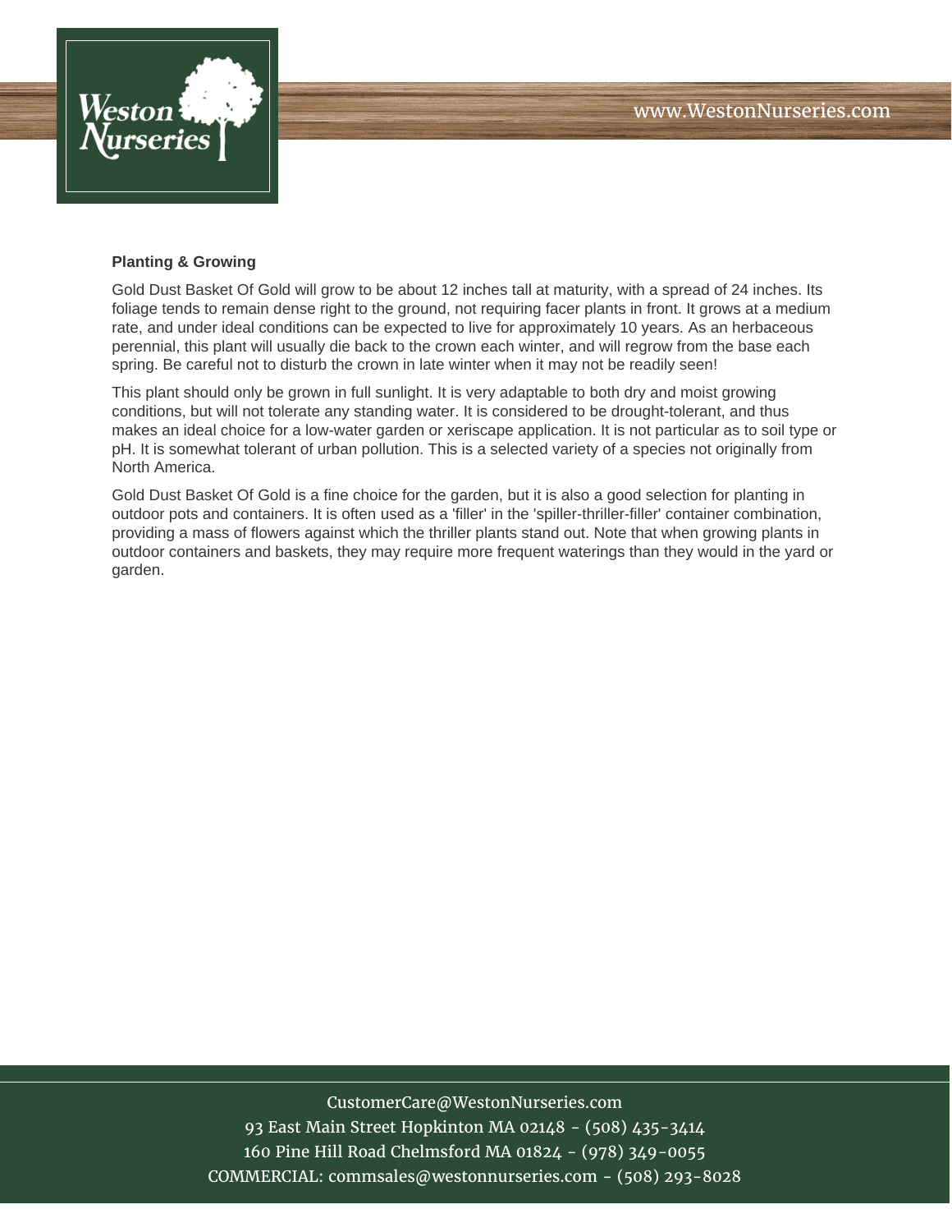### Planting & Growing

Gold Dust Basket Of Gold will grow to be about 12 inches tall at maturity, with a spread of 24 inches. Its foliage tends to remain dense right to the ground, not requiring facer plants in front. It grows at a medium rate, and under ideal conditions can be expected to live for approximately 10 years. As an herbaceous perennial, this plant will usually die back to the crown each winter, and will regrow from the base each spring. Be careful not to disturb the crown in late winter when it may not be readily seen!

This plant should only be grown in full sunlight. It is very adaptable to both dry and moist growing conditions, but will not tolerate any standing water. It is considered to be drought-tolerant, and thus makes an ideal choice for a low-water garden or xeriscape application. It is not particular as to soil type or pH. It is somewhat tolerant of urban pollution. This is a selected variety of a species not originally from North America.

Gold Dust Basket Of Gold is a fine choice for the garden, but it is also a good selection for planting in outdoor pots and containers. It is often used as a 'filler' in the 'spiller-thriller-filler' container combination, providing a mass of flowers against which the thriller plants stand out. Note that when growing plants in outdoor containers and baskets, they may require more frequent waterings than they would in the yard or garden.